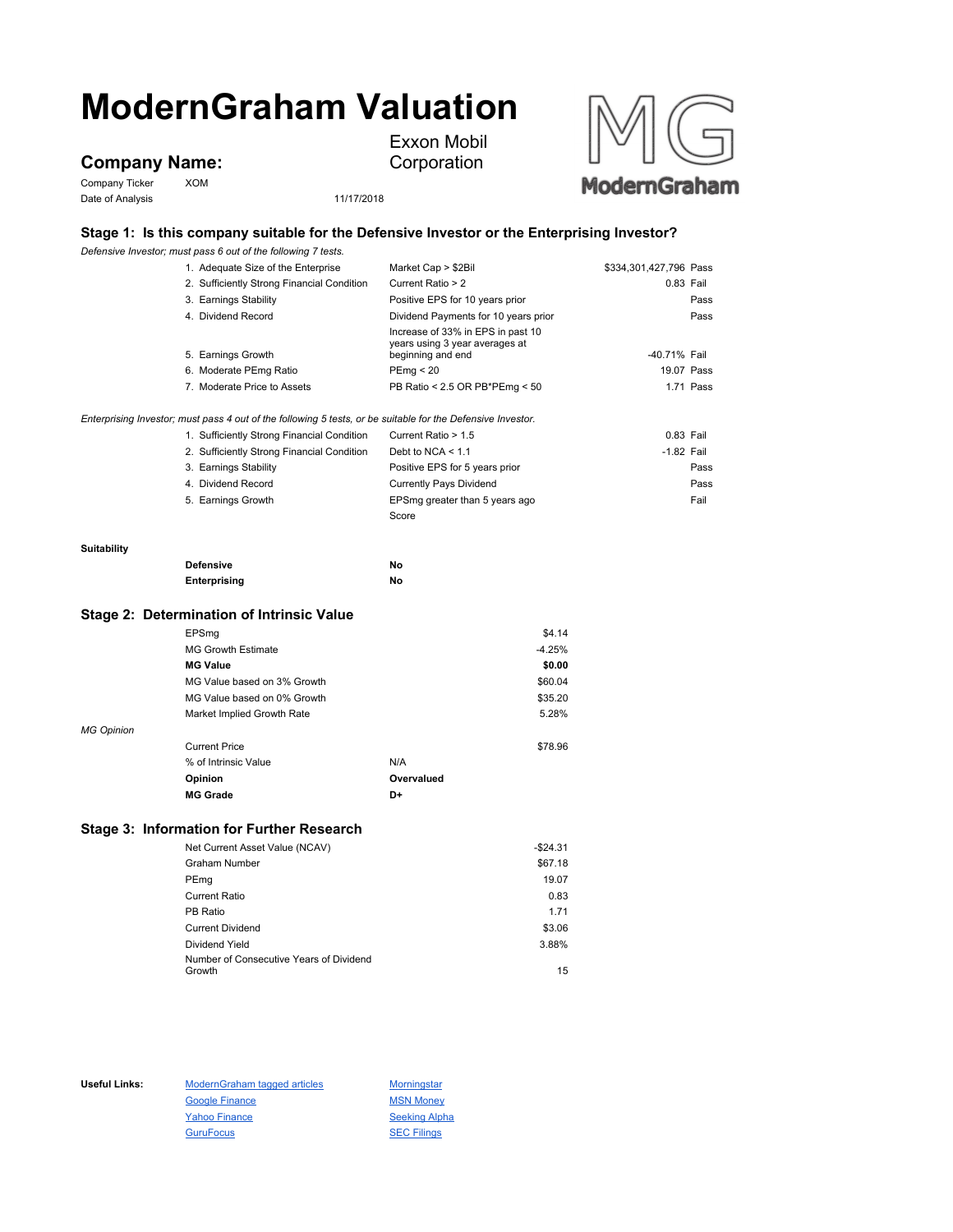# ModernGraham Valuation

## Company Name:

Exxon Mobil Corporation

Company Ticker XOM

Date of Analysis 11/17/2018

### Stage 1: Is this company suitable for the Defensive Investor or the Enterprising Investor?

*Defensive Investor; must pass 6 out of the following 7 tests.*

| Test | Criteria | Value | Result |
|---|---|---|---|
| 1. Adequate Size of the Enterprise | Market Cap > $2Bil | $334,301,427,796 | Pass |
| 2. Sufficiently Strong Financial Condition | Current Ratio > 2 | 0.83 | Fail |
| 3. Earnings Stability | Positive EPS for 10 years prior | | Pass |
| 4. Dividend Record | Dividend Payments for 10 years prior | | Pass |
| 5. Earnings Growth | Increase of 33% in EPS in past 10 years using 3 year averages at beginning and end | -40.71% | Fail |
| 6. Moderate PEmg Ratio | PEmg < 20 | 19.07 | Pass |
| 7. Moderate Price to Assets | PB Ratio < 2.5 OR PB*PEmg < 50 | 1.71 | Pass |

*Enterprising Investor; must pass 4 out of the following 5 tests, or be suitable for the Defensive Investor.*

| Test | Criteria | Value | Result |
|---|---|---|---|
| 1. Sufficiently Strong Financial Condition | Current Ratio > 1.5 | 0.83 | Fail |
| 2. Sufficiently Strong Financial Condition | Debt to NCA < 1.1 | -1.82 | Fail |
| 3. Earnings Stability | Positive EPS for 5 years prior | | Pass |
| 4. Dividend Record | Currently Pays Dividend | | Pass |
| 5. Earnings Growth | EPSmg greater than 5 years ago | | Fail |
| | Score | | |

**Suitability**

| | |
|---|---|
| **Defensive** | **No** |
| **Enterprising** | **No** |

### Stage 2: Determination of Intrinsic Value

| | |
|---|---|
| EPSmg | $4.14 |
| MG Growth Estimate | -4.25% |
| **MG Value** | **$0.00** |
| MG Value based on 3% Growth | $60.04 |
| MG Value based on 0% Growth | $35.20 |
| Market Implied Growth Rate | 5.28% |

*MG Opinion*

| | |
|---|---|
| Current Price | $78.96 |
| % of Intrinsic Value | N/A |
| **Opinion** | **Overvalued** |
| **MG Grade** | **D+** |

### Stage 3: Information for Further Research

| | |
|---|---|
| Net Current Asset Value (NCAV) | -$24.31 |
| Graham Number | $67.18 |
| PEmg | 19.07 |
| Current Ratio | 0.83 |
| PB Ratio | 1.71 |
| Current Dividend | $3.06 |
| Dividend Yield | 3.88% |
| Number of Consecutive Years of Dividend Growth | 15 |

**Useful Links:**

- ModernGraham tagged articles
- Google Finance
- Yahoo Finance
- GuruFocus
- Morningstar
- MSN Money
- Seeking Alpha
- SEC Filings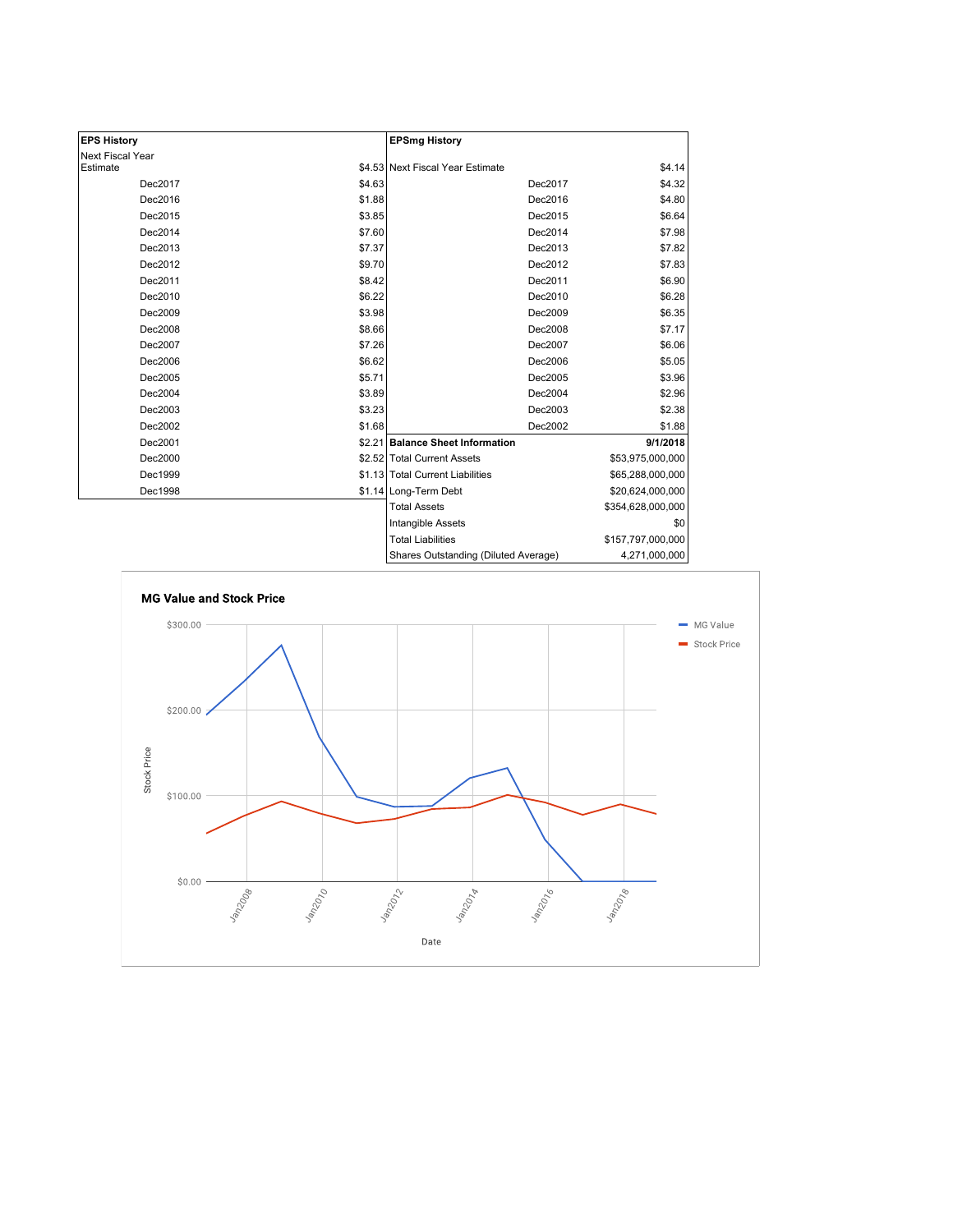| EPS History | |
|---|---|
| Next Fiscal Year Estimate | $4.53 |
| Dec2017 | $4.63 |
| Dec2016 | $1.88 |
| Dec2015 | $3.85 |
| Dec2014 | $7.60 |
| Dec2013 | $7.37 |
| Dec2012 | $9.70 |
| Dec2011 | $8.42 |
| Dec2010 | $6.22 |
| Dec2009 | $3.98 |
| Dec2008 | $8.66 |
| Dec2007 | $7.26 |
| Dec2006 | $6.62 |
| Dec2005 | $5.71 |
| Dec2004 | $3.89 |
| Dec2003 | $3.23 |
| Dec2002 | $1.68 |
| Dec2001 | $2.21 |
| Dec2000 | $2.52 |
| Dec1999 | $1.13 |
| Dec1998 | $1.14 |

| EPSmg History | |
|---|---|
| Next Fiscal Year Estimate | $4.14 |
| Dec2017 | $4.32 |
| Dec2016 | $4.80 |
| Dec2015 | $6.64 |
| Dec2014 | $7.98 |
| Dec2013 | $7.82 |
| Dec2012 | $7.83 |
| Dec2011 | $6.90 |
| Dec2010 | $6.28 |
| Dec2009 | $6.35 |
| Dec2008 | $7.17 |
| Dec2007 | $6.06 |
| Dec2006 | $5.05 |
| Dec2005 | $3.96 |
| Dec2004 | $2.96 |
| Dec2003 | $2.38 |
| Dec2002 | $1.88 |

| Balance Sheet Information | 9/1/2018 |
|---|---|
| Total Current Assets | $53,975,000,000 |
| Total Current Liabilities | $65,288,000,000 |
| Long-Term Debt | $20,624,000,000 |
| Total Assets | $354,628,000,000 |
| Intangible Assets | $0 |
| Total Liabilities | $157,797,000,000 |
| Shares Outstanding (Diluted Average) | 4,271,000,000 |

**MG Value and Stock Price**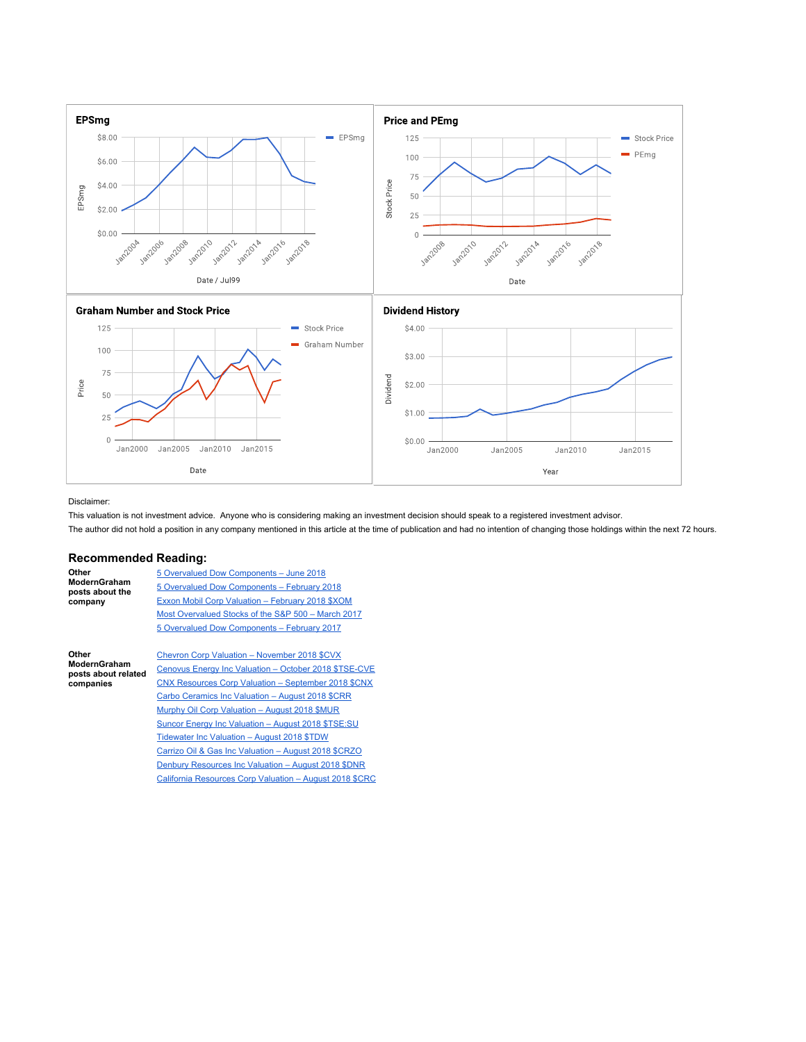**EPSmg**

$8.00
$6.00
$4.00
$2.00
$0.00

EPSmg

Jan2004 Jan2006 Jan2008 Jan2010 Jan2012 Jan2014 Jan2016 Jan2018

Date / Jul99

EPSmg

**Price and PEmg**

125
100
75
50
25
0

Stock Price

Jan2008 Jan2010 Jan2012 Jan2014 Jan2016 Jan2018

Date

Stock Price
PEmg

**Graham Number and Stock Price**

125
100
75
50
25
0

Price

Jan2000 Jan2005 Jan2010 Jan2015

Date

Stock Price
Graham Number

**Dividend History**

$4.00
$3.00
$2.00
$1.00
$0.00

Dividend

Jan2000 Jan2005 Jan2010 Jan2015

Year

Disclaimer:

This valuation is not investment advice. Anyone who is considering making an investment decision should speak to a registered investment advisor.

The author did not hold a position in any company mentioned in this article at the time of publication and had no intention of changing those holdings within the next 72 hours.

## Recommended Reading:

**Other ModernGraham posts about the company**

- 5 Overvalued Dow Components – June 2018
- 5 Overvalued Dow Components – February 2018
- Exxon Mobil Corp Valuation – February 2018 $XOM
- Most Overvalued Stocks of the S&P 500 – March 2017
- 5 Overvalued Dow Components – February 2017

**Other ModernGraham posts about related companies**

- Chevron Corp Valuation – November 2018 $CVX
- Cenovus Energy Inc Valuation – October 2018 $TSE-CVE
- CNX Resources Corp Valuation – September 2018 $CNX
- Carbo Ceramics Inc Valuation – August 2018 $CRR
- Murphy Oil Corp Valuation – August 2018 $MUR
- Suncor Energy Inc Valuation – August 2018 $TSE:SU
- Tidewater Inc Valuation – August 2018 $TDW
- Carrizo Oil & Gas Inc Valuation – August 2018 $CRZO
- Denbury Resources Inc Valuation – August 2018 $DNR
- California Resources Corp Valuation – August 2018 $CRC